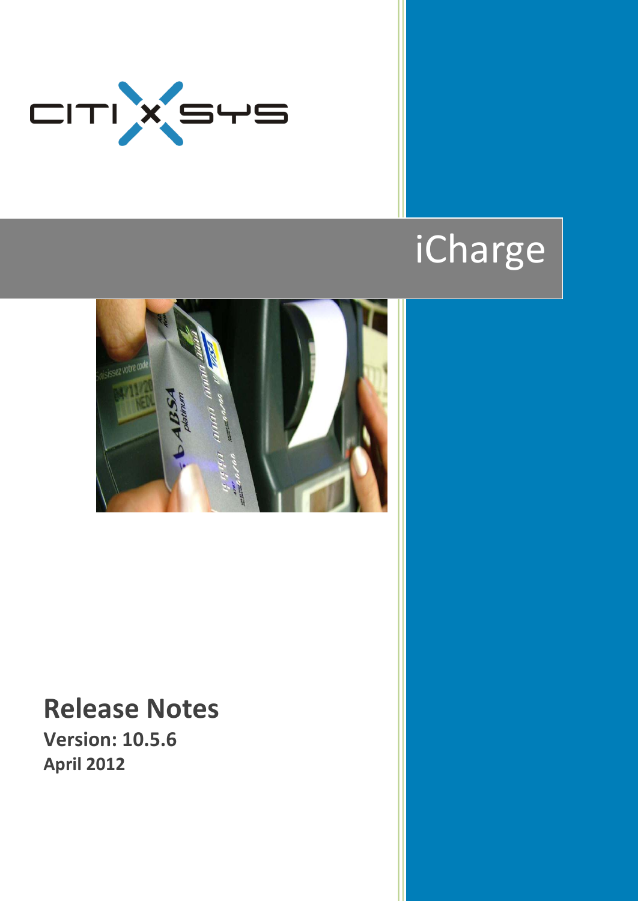# iCharge

## Release Notes

**Version: 10.5.6**

**April 2012**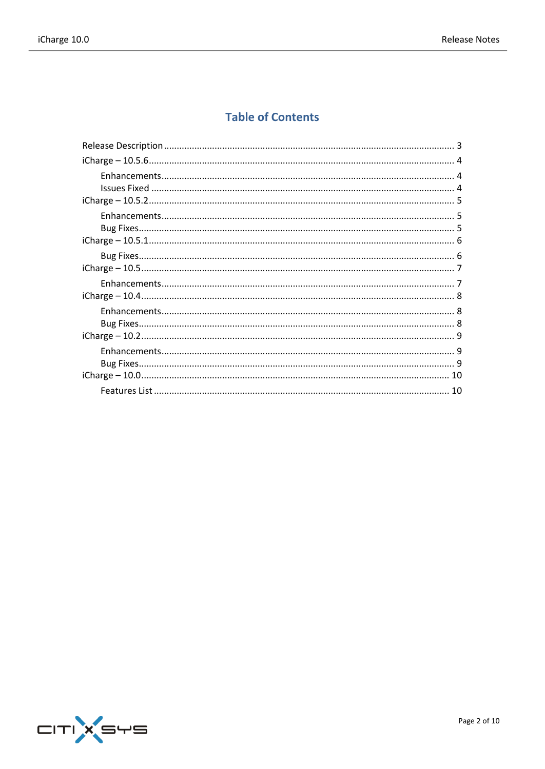# Table of Contents

Release Description ........................................................................................................ 3

iCharge – 10.5.6 .............................................................................................................. 4

- Enhancements ............................................................................................................ 4
- Issues Fixed ............................................................................................................... 4

iCharge – 10.5.2 .............................................................................................................. 5

- Enhancements ............................................................................................................ 5
- Bug Fixes .................................................................................................................... 5

iCharge – 10.5.1 .............................................................................................................. 6

- Bug Fixes .................................................................................................................... 6

iCharge – 10.5 ................................................................................................................. 7

- Enhancements ............................................................................................................ 7

iCharge – 10.4 ................................................................................................................. 8

- Enhancements ............................................................................................................ 8
- Bug Fixes .................................................................................................................... 8

iCharge – 10.2 ................................................................................................................. 9

- Enhancements ............................................................................................................ 9
- Bug Fixes .................................................................................................................... 9

iCharge – 10.0 ............................................................................................................... 10

- Features List ............................................................................................................. 10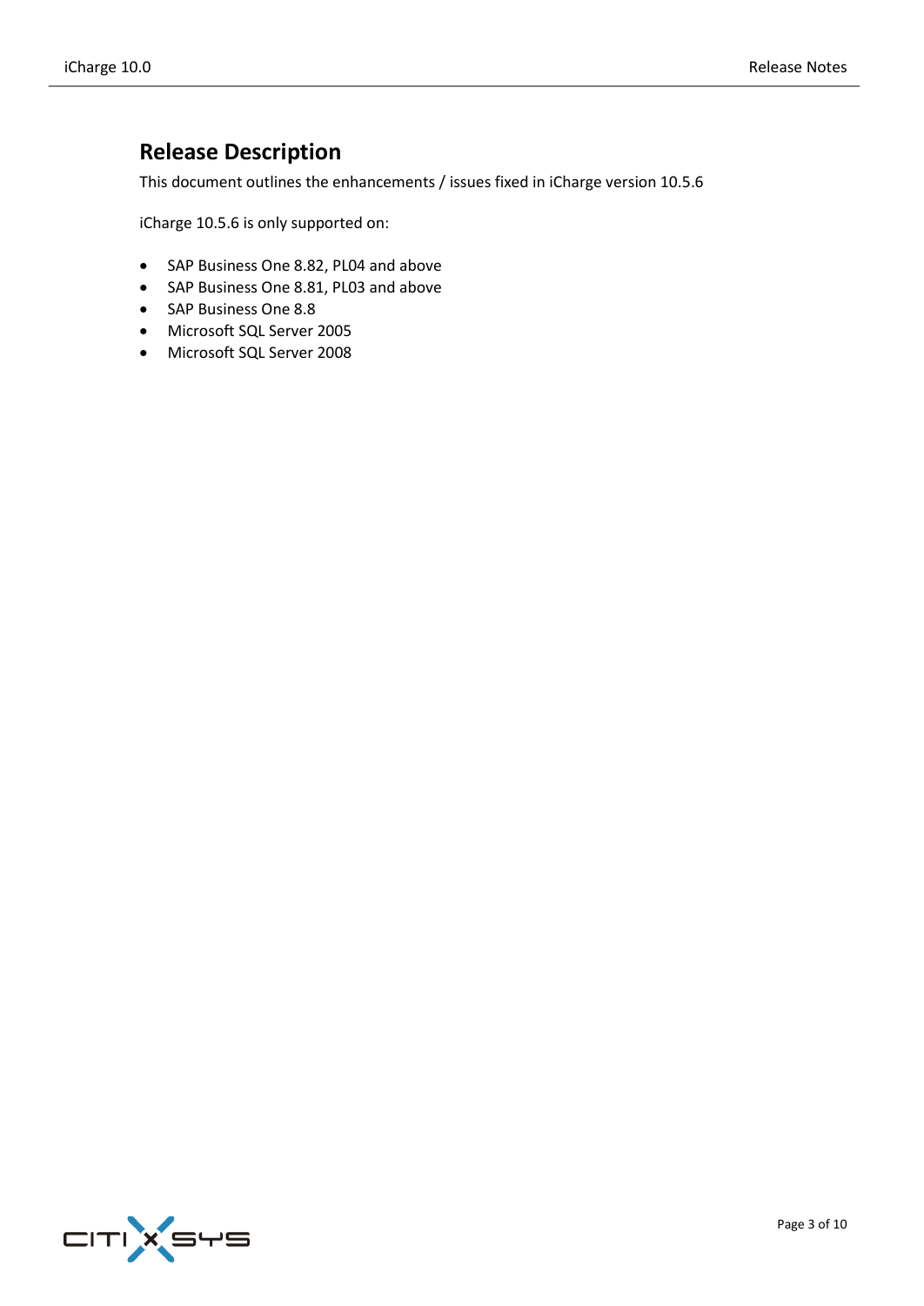# Release Description

This document outlines the enhancements / issues fixed in iCharge version 10.5.6

iCharge 10.5.6 is only supported on:

- SAP Business One 8.82, PL04 and above
- SAP Business One 8.81, PL03 and above
- SAP Business One 8.8
- Microsoft SQL Server 2005
- Microsoft SQL Server 2008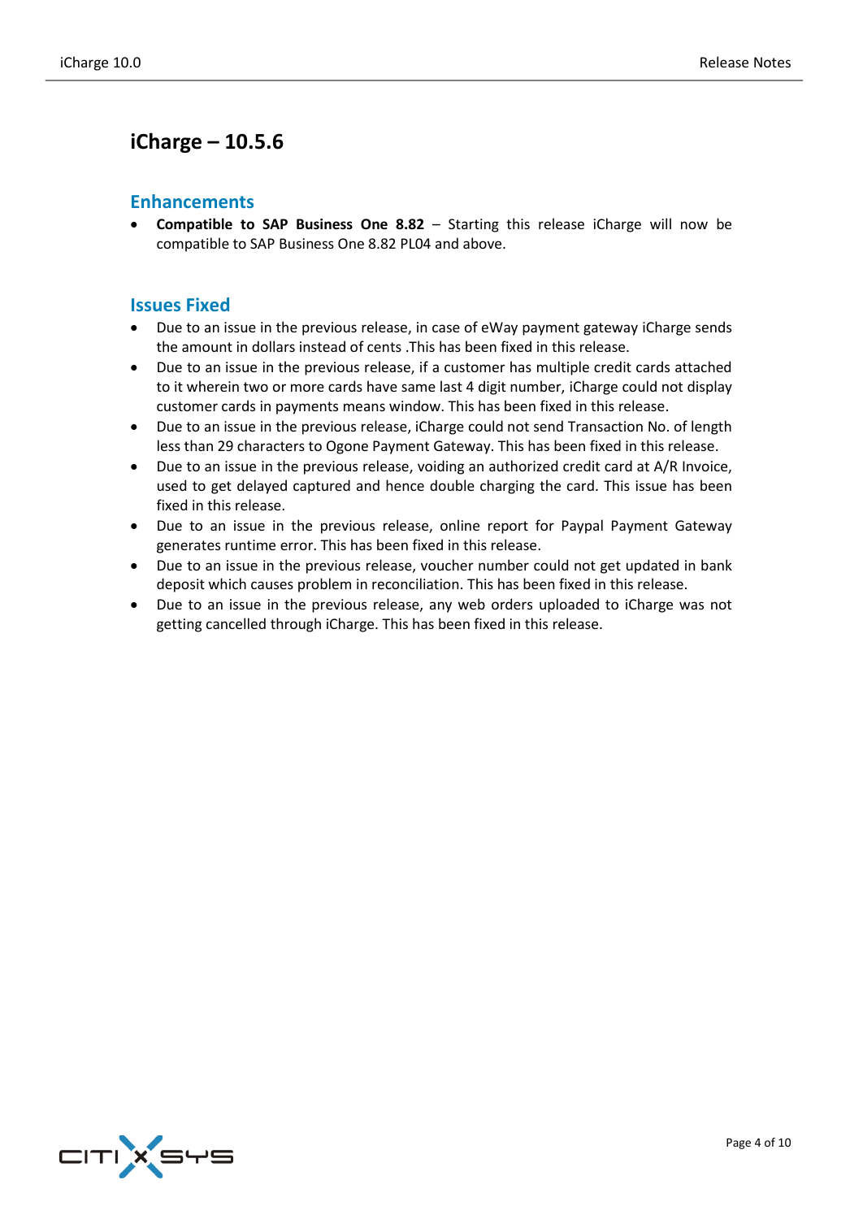# iCharge – 10.5.6

## Enhancements

- **Compatible to SAP Business One 8.82** – Starting this release iCharge will now be compatible to SAP Business One 8.82 PL04 and above.

## Issues Fixed

- Due to an issue in the previous release, in case of eWay payment gateway iCharge sends the amount in dollars instead of cents .This has been fixed in this release.
- Due to an issue in the previous release, if a customer has multiple credit cards attached to it wherein two or more cards have same last 4 digit number, iCharge could not display customer cards in payments means window. This has been fixed in this release.
- Due to an issue in the previous release, iCharge could not send Transaction No. of length less than 29 characters to Ogone Payment Gateway. This has been fixed in this release.
- Due to an issue in the previous release, voiding an authorized credit card at A/R Invoice, used to get delayed captured and hence double charging the card. This issue has been fixed in this release.
- Due to an issue in the previous release, online report for Paypal Payment Gateway generates runtime error. This has been fixed in this release.
- Due to an issue in the previous release, voucher number could not get updated in bank deposit which causes problem in reconciliation. This has been fixed in this release.
- Due to an issue in the previous release, any web orders uploaded to iCharge was not getting cancelled through iCharge. This has been fixed in this release.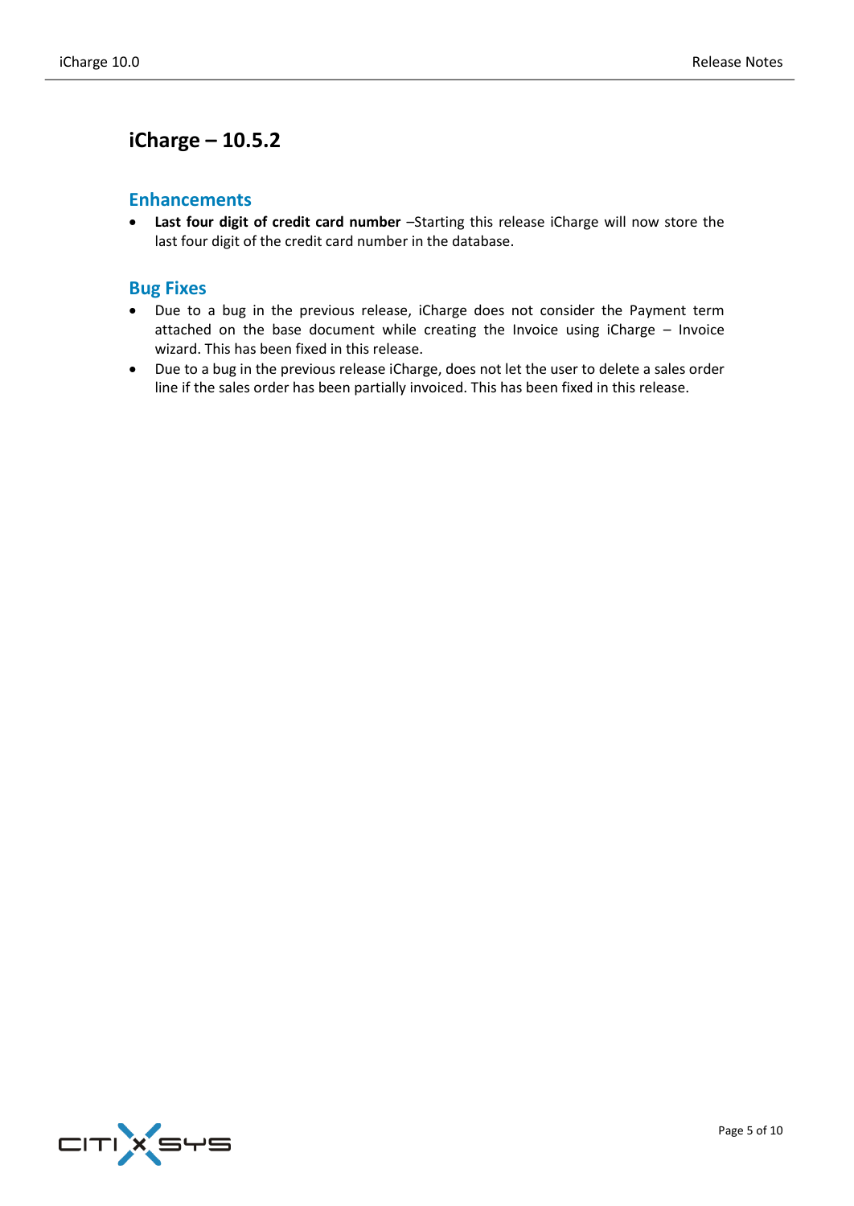## iCharge – 10.5.2

### Enhancements

- **Last four digit of credit card number** –Starting this release iCharge will now store the last four digit of the credit card number in the database.

### Bug Fixes

- Due to a bug in the previous release, iCharge does not consider the Payment term attached on the base document while creating the Invoice using iCharge – Invoice wizard. This has been fixed in this release.
- Due to a bug in the previous release iCharge, does not let the user to delete a sales order line if the sales order has been partially invoiced. This has been fixed in this release.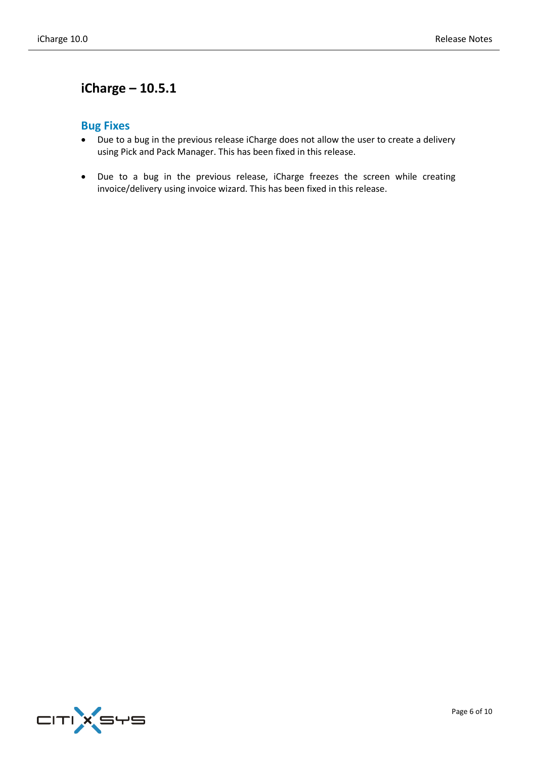## iCharge – 10.5.1

### Bug Fixes

- Due to a bug in the previous release iCharge does not allow the user to create a delivery using Pick and Pack Manager. This has been fixed in this release.

- Due to a bug in the previous release, iCharge freezes the screen while creating invoice/delivery using invoice wizard. This has been fixed in this release.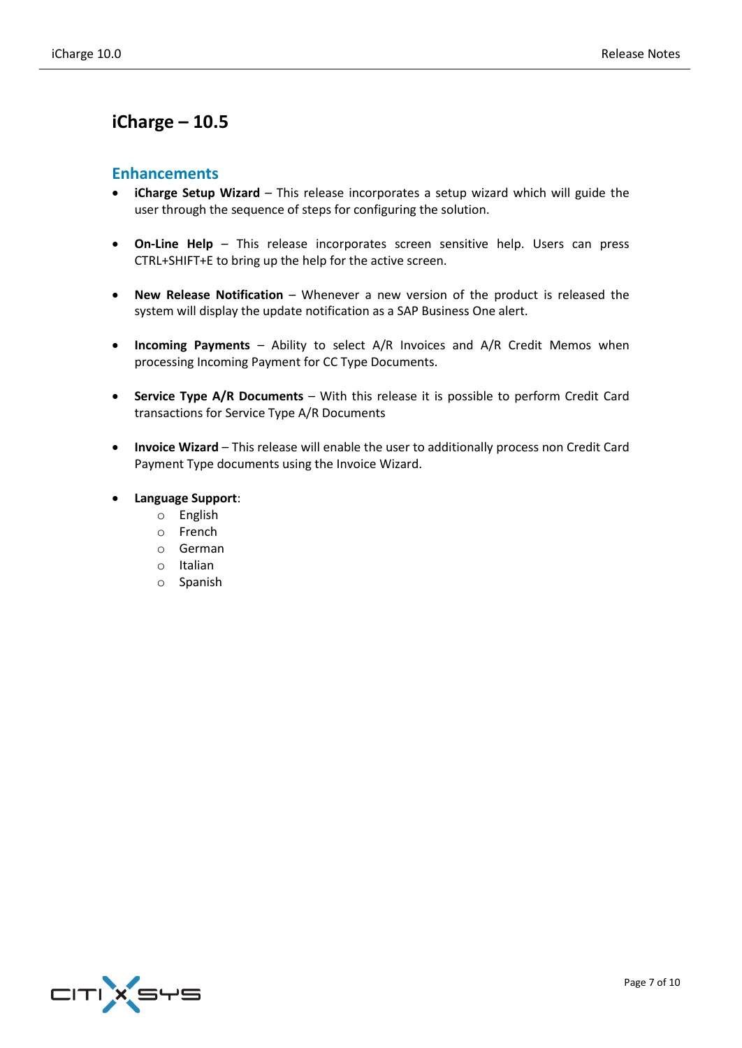# iCharge – 10.5

## Enhancements

- **iCharge Setup Wizard** – This release incorporates a setup wizard which will guide the user through the sequence of steps for configuring the solution.

- **On-Line Help** – This release incorporates screen sensitive help. Users can press CTRL+SHIFT+E to bring up the help for the active screen.

- **New Release Notification** – Whenever a new version of the product is released the system will display the update notification as a SAP Business One alert.

- **Incoming Payments** – Ability to select A/R Invoices and A/R Credit Memos when processing Incoming Payment for CC Type Documents.

- **Service Type A/R Documents** – With this release it is possible to perform Credit Card transactions for Service Type A/R Documents

- **Invoice Wizard** – This release will enable the user to additionally process non Credit Card Payment Type documents using the Invoice Wizard.

- **Language Support**:
  - English
  - French
  - German
  - Italian
  - Spanish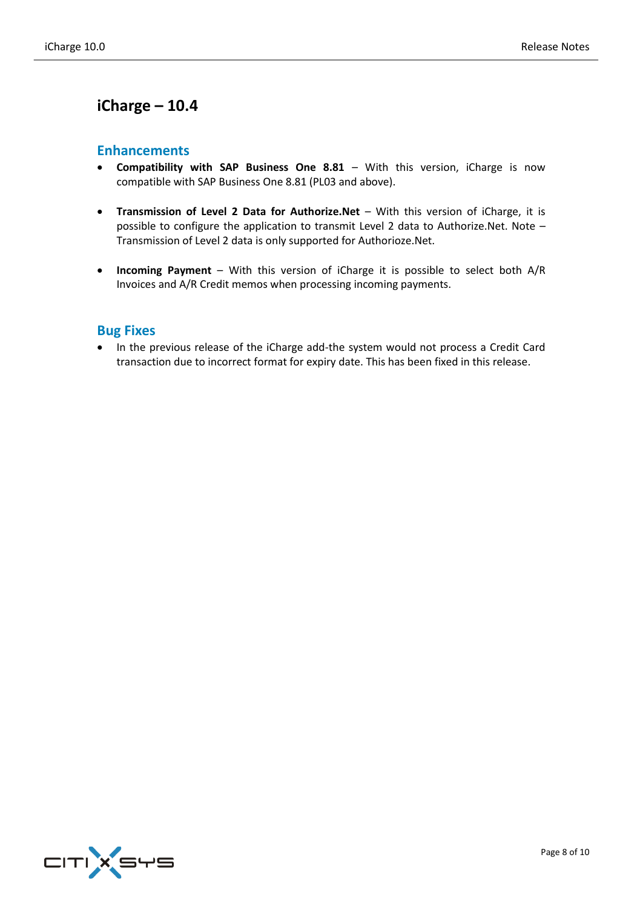# iCharge – 10.4

## Enhancements

- **Compatibility with SAP Business One 8.81** – With this version, iCharge is now compatible with SAP Business One 8.81 (PL03 and above).

- **Transmission of Level 2 Data for Authorize.Net** – With this version of iCharge, it is possible to configure the application to transmit Level 2 data to Authorize.Net. Note – Transmission of Level 2 data is only supported for Authorioze.Net.

- **Incoming Payment** – With this version of iCharge it is possible to select both A/R Invoices and A/R Credit memos when processing incoming payments.

## Bug Fixes

- In the previous release of the iCharge add-the system would not process a Credit Card transaction due to incorrect format for expiry date. This has been fixed in this release.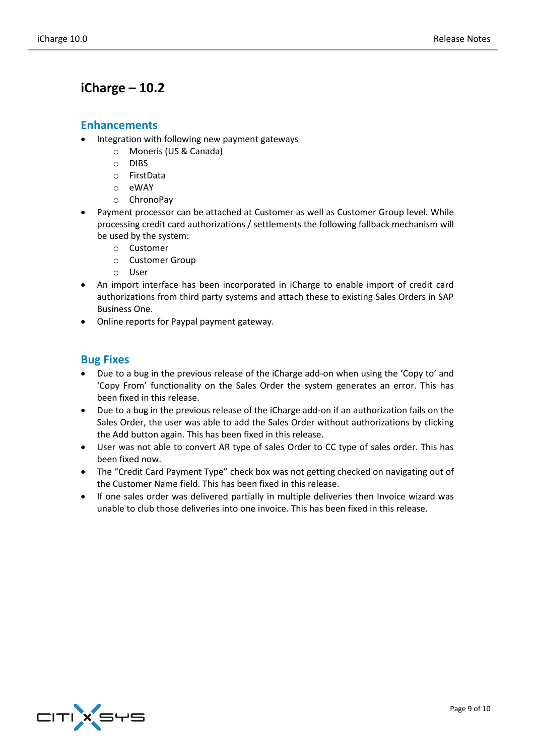# iCharge – 10.2

## Enhancements

- Integration with following new payment gateways
  - Moneris (US & Canada)
  - DIBS
  - FirstData
  - eWAY
  - ChronoPay
- Payment processor can be attached at Customer as well as Customer Group level. While processing credit card authorizations / settlements the following fallback mechanism will be used by the system:
  - Customer
  - Customer Group
  - User
- An import interface has been incorporated in iCharge to enable import of credit card authorizations from third party systems and attach these to existing Sales Orders in SAP Business One.
- Online reports for Paypal payment gateway.

## Bug Fixes

- Due to a bug in the previous release of the iCharge add-on when using the 'Copy to' and 'Copy From' functionality on the Sales Order the system generates an error. This has been fixed in this release.
- Due to a bug in the previous release of the iCharge add-on if an authorization fails on the Sales Order, the user was able to add the Sales Order without authorizations by clicking the Add button again. This has been fixed in this release.
- User was not able to convert AR type of sales Order to CC type of sales order. This has been fixed now.
- The "Credit Card Payment Type" check box was not getting checked on navigating out of the Customer Name field. This has been fixed in this release.
- If one sales order was delivered partially in multiple deliveries then Invoice wizard was unable to club those deliveries into one invoice. This has been fixed in this release.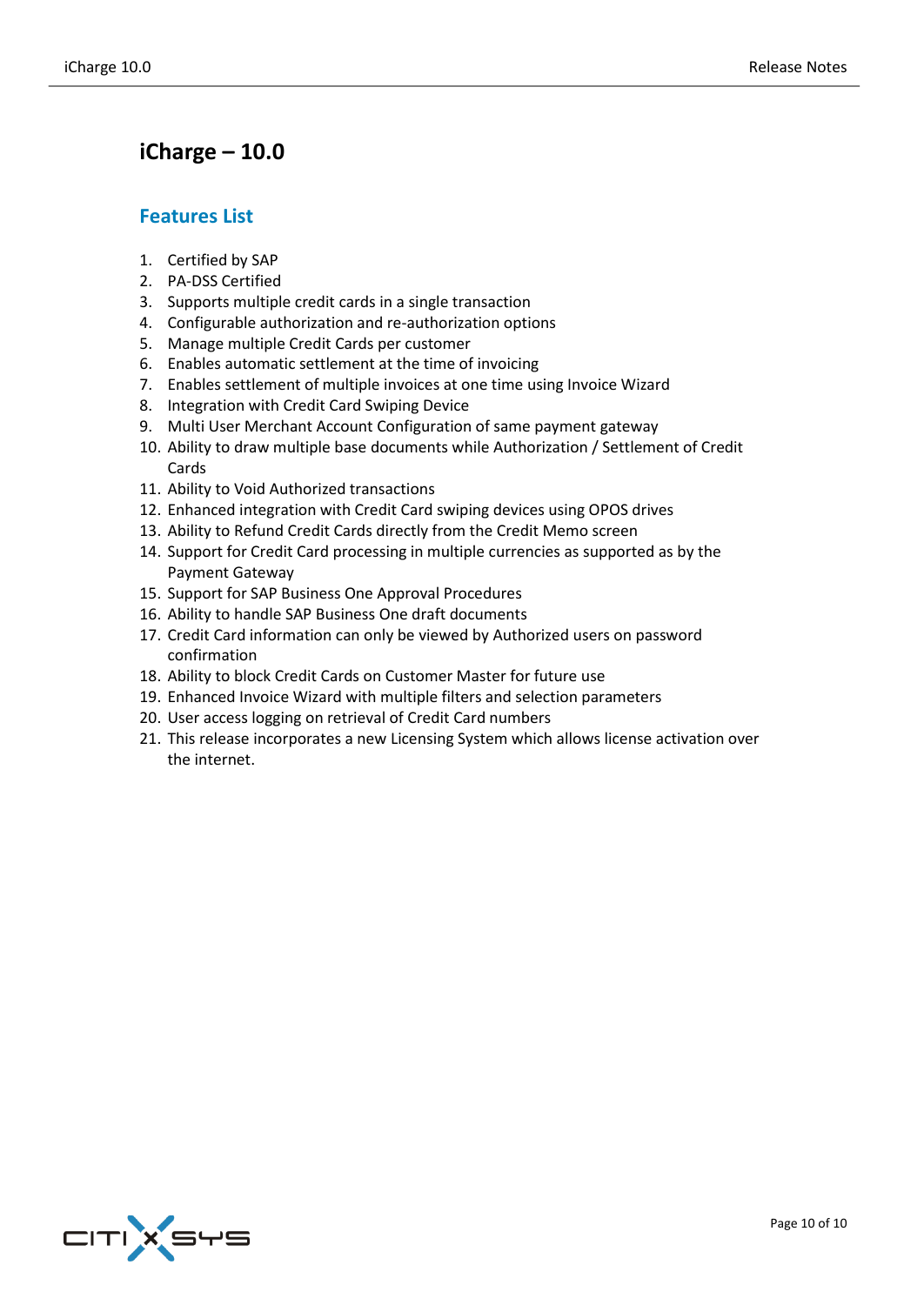# iCharge – 10.0

## Features List

1. Certified by SAP
2. PA-DSS Certified
3. Supports multiple credit cards in a single transaction
4. Configurable authorization and re-authorization options
5. Manage multiple Credit Cards per customer
6. Enables automatic settlement at the time of invoicing
7. Enables settlement of multiple invoices at one time using Invoice Wizard
8. Integration with Credit Card Swiping Device
9. Multi User Merchant Account Configuration of same payment gateway
10. Ability to draw multiple base documents while Authorization / Settlement of Credit Cards
11. Ability to Void Authorized transactions
12. Enhanced integration with Credit Card swiping devices using OPOS drives
13. Ability to Refund Credit Cards directly from the Credit Memo screen
14. Support for Credit Card processing in multiple currencies as supported as by the Payment Gateway
15. Support for SAP Business One Approval Procedures
16. Ability to handle SAP Business One draft documents
17. Credit Card information can only be viewed by Authorized users on password confirmation
18. Ability to block Credit Cards on Customer Master for future use
19. Enhanced Invoice Wizard with multiple filters and selection parameters
20. User access logging on retrieval of Credit Card numbers
21. This release incorporates a new Licensing System which allows license activation over the internet.